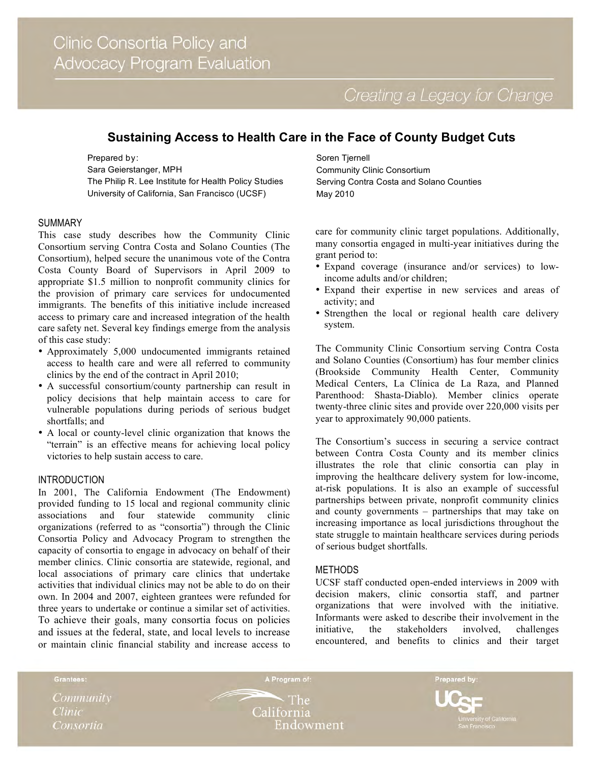Clinic Consortia Policy and Advocacy Program Evaluation

*Creating a Legacy for Change*

# Sustaining Access to Health Care in the Face of County Budget Cuts

Prepared by:
Sara Geierstanger, MPH
The Philip R. Lee Institute for Health Policy Studies
University of California, San Francisco (UCSF)

Soren Tjernell
Community Clinic Consortium
Serving Contra Costa and Solano Counties
May 2010

## SUMMARY

This case study describes how the Community Clinic Consortium serving Contra Costa and Solano Counties (The Consortium), helped secure the unanimous vote of the Contra Costa County Board of Supervisors in April 2009 to appropriate $1.5 million to nonprofit community clinics for the provision of primary care services for undocumented immigrants. The benefits of this initiative include increased access to primary care and increased integration of the health care safety net. Several key findings emerge from the analysis of this case study:

- Approximately 5,000 undocumented immigrants retained access to health care and were all referred to community clinics by the end of the contract in April 2010;
- A successful consortium/county partnership can result in policy decisions that help maintain access to care for vulnerable populations during periods of serious budget shortfalls; and
- A local or county-level clinic organization that knows the "terrain" is an effective means for achieving local policy victories to help sustain access to care.

## INTRODUCTION

In 2001, The California Endowment (The Endowment) provided funding to 15 local and regional community clinic associations and four statewide community clinic organizations (referred to as "consortia") through the Clinic Consortia Policy and Advocacy Program to strengthen the capacity of consortia to engage in advocacy on behalf of their member clinics. Clinic consortia are statewide, regional, and local associations of primary care clinics that undertake activities that individual clinics may not be able to do on their own. In 2004 and 2007, eighteen grantees were refunded for three years to undertake or continue a similar set of activities. To achieve their goals, many consortia focus on policies and issues at the federal, state, and local levels to increase or maintain clinic financial stability and increase access to care for community clinic target populations. Additionally, many consortia engaged in multi-year initiatives during the grant period to:

- Expand coverage (insurance and/or services) to low-income adults and/or children;
- Expand their expertise in new services and areas of activity; and
- Strengthen the local or regional health care delivery system.

The Community Clinic Consortium serving Contra Costa and Solano Counties (Consortium) has four member clinics (Brookside Community Health Center, Community Medical Centers, La Clínica de La Raza, and Planned Parenthood: Shasta-Diablo). Member clinics operate twenty-three clinic sites and provide over 220,000 visits per year to approximately 90,000 patients.

The Consortium's success in securing a service contract between Contra Costa County and its member clinics illustrates the role that clinic consortia can play in improving the healthcare delivery system for low-income, at-risk populations. It is also an example of successful partnerships between private, nonprofit community clinics and county governments – partnerships that may take on increasing importance as local jurisdictions throughout the state struggle to maintain healthcare services during periods of serious budget shortfalls.

## METHODS

UCSF staff conducted open-ended interviews in 2009 with decision makers, clinic consortia staff, and partner organizations that were involved with the initiative. Informants were asked to describe their involvement in the initiative, the stakeholders involved, challenges encountered, and benefits to clinics and their target

Grantees: Community Clinic Consortia | A Program of: The California Endowment | Prepared by: UCSF University of California San Francisco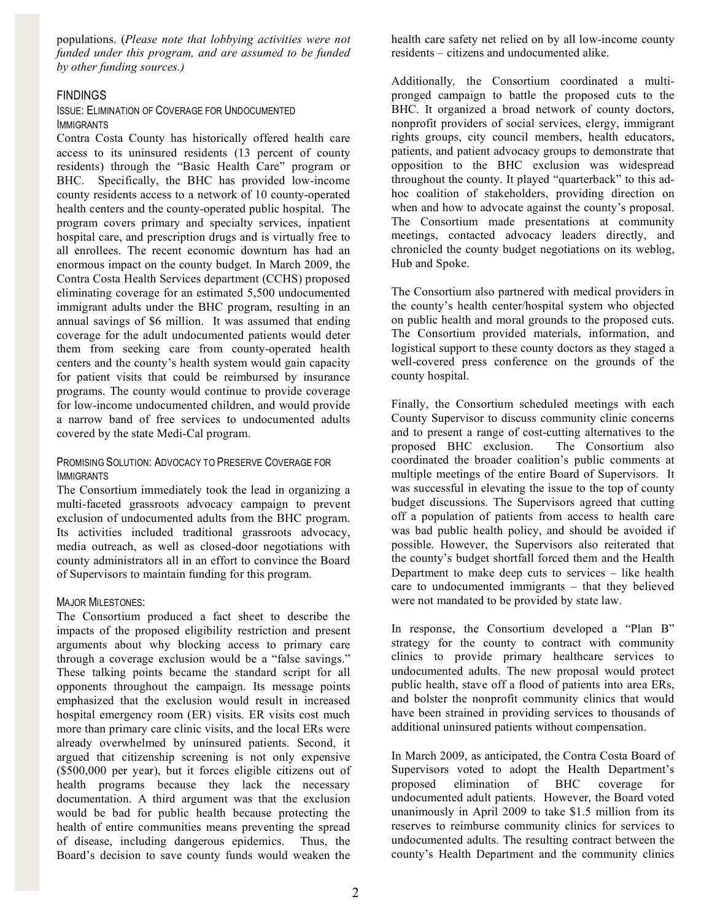populations. (*Please note that lobbying activities were not funded under this program, and are assumed to be funded by other funding sources.)*

## FINDINGS

### ISSUE: ELIMINATION OF COVERAGE FOR UNDOCUMENTED IMMIGRANTS

Contra Costa County has historically offered health care access to its uninsured residents (13 percent of county residents) through the "Basic Health Care" program or BHC. Specifically, the BHC has provided low-income county residents access to a network of 10 county-operated health centers and the county-operated public hospital. The program covers primary and specialty services, inpatient hospital care, and prescription drugs and is virtually free to all enrollees. The recent economic downturn has had an enormous impact on the county budget. In March 2009, the Contra Costa Health Services department (CCHS) proposed eliminating coverage for an estimated 5,500 undocumented immigrant adults under the BHC program, resulting in an annual savings of $6 million. It was assumed that ending coverage for the adult undocumented patients would deter them from seeking care from county-operated health centers and the county's health system would gain capacity for patient visits that could be reimbursed by insurance programs. The county would continue to provide coverage for low-income undocumented children, and would provide a narrow band of free services to undocumented adults covered by the state Medi-Cal program.

### PROMISING SOLUTION: ADVOCACY TO PRESERVE COVERAGE FOR IMMIGRANTS

The Consortium immediately took the lead in organizing a multi-faceted grassroots advocacy campaign to prevent exclusion of undocumented adults from the BHC program. Its activities included traditional grassroots advocacy, media outreach, as well as closed-door negotiations with county administrators all in an effort to convince the Board of Supervisors to maintain funding for this program.

### MAJOR MILESTONES:

The Consortium produced a fact sheet to describe the impacts of the proposed eligibility restriction and present arguments about why blocking access to primary care through a coverage exclusion would be a "false savings." These talking points became the standard script for all opponents throughout the campaign. Its message points emphasized that the exclusion would result in increased hospital emergency room (ER) visits. ER visits cost much more than primary care clinic visits, and the local ERs were already overwhelmed by uninsured patients. Second, it argued that citizenship screening is not only expensive ($500,000 per year), but it forces eligible citizens out of health programs because they lack the necessary documentation. A third argument was that the exclusion would be bad for public health because protecting the health of entire communities means preventing the spread of disease, including dangerous epidemics. Thus, the Board's decision to save county funds would weaken the health care safety net relied on by all low-income county residents – citizens and undocumented alike.

Additionally, the Consortium coordinated a multi-pronged campaign to battle the proposed cuts to the BHC. It organized a broad network of county doctors, nonprofit providers of social services, clergy, immigrant rights groups, city council members, health educators, patients, and patient advocacy groups to demonstrate that opposition to the BHC exclusion was widespread throughout the county. It played "quarterback" to this ad-hoc coalition of stakeholders, providing direction on when and how to advocate against the county's proposal. The Consortium made presentations at community meetings, contacted advocacy leaders directly, and chronicled the county budget negotiations on its weblog, Hub and Spoke.

The Consortium also partnered with medical providers in the county's health center/hospital system who objected on public health and moral grounds to the proposed cuts. The Consortium provided materials, information, and logistical support to these county doctors as they staged a well-covered press conference on the grounds of the county hospital.

Finally, the Consortium scheduled meetings with each County Supervisor to discuss community clinic concerns and to present a range of cost-cutting alternatives to the proposed BHC exclusion. The Consortium also coordinated the broader coalition's public comments at multiple meetings of the entire Board of Supervisors. It was successful in elevating the issue to the top of county budget discussions. The Supervisors agreed that cutting off a population of patients from access to health care was bad public health policy, and should be avoided if possible. However, the Supervisors also reiterated that the county's budget shortfall forced them and the Health Department to make deep cuts to services – like health care to undocumented immigrants – that they believed were not mandated to be provided by state law.

In response, the Consortium developed a "Plan B" strategy for the county to contract with community clinics to provide primary healthcare services to undocumented adults. The new proposal would protect public health, stave off a flood of patients into area ERs, and bolster the nonprofit community clinics that would have been strained in providing services to thousands of additional uninsured patients without compensation.

In March 2009, as anticipated, the Contra Costa Board of Supervisors voted to adopt the Health Department's proposed elimination of BHC coverage for undocumented adult patients. However, the Board voted unanimously in April 2009 to take $1.5 million from its reserves to reimburse community clinics for services to undocumented adults. The resulting contract between the county's Health Department and the community clinics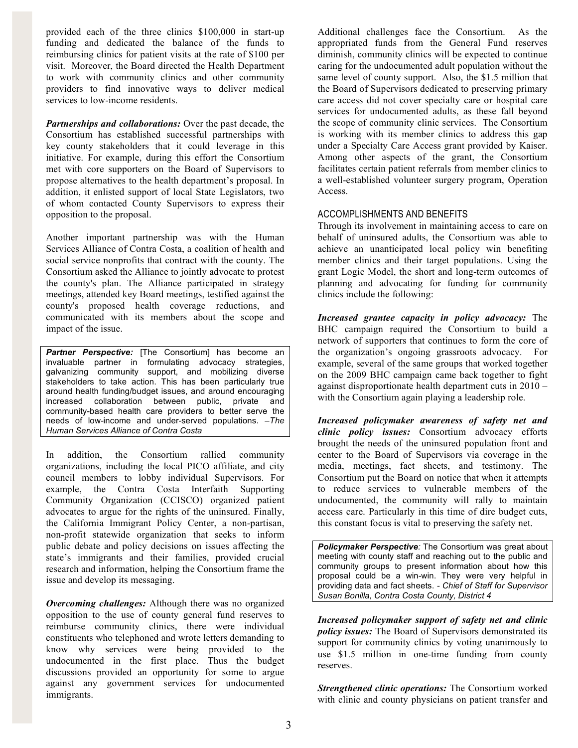provided each of the three clinics $100,000 in start-up funding and dedicated the balance of the funds to reimbursing clinics for patient visits at the rate of $100 per visit. Moreover, the Board directed the Health Department to work with community clinics and other community providers to find innovative ways to deliver medical services to low-income residents.

***Partnerships and collaborations:*** Over the past decade, the Consortium has established successful partnerships with key county stakeholders that it could leverage in this initiative. For example, during this effort the Consortium met with core supporters on the Board of Supervisors to propose alternatives to the health department's proposal. In addition, it enlisted support of local State Legislators, two of whom contacted County Supervisors to express their opposition to the proposal.

Another important partnership was with the Human Services Alliance of Contra Costa, a coalition of health and social service nonprofits that contract with the county. The Consortium asked the Alliance to jointly advocate to protest the county's plan. The Alliance participated in strategy meetings, attended key Board meetings, testified against the county's proposed health coverage reductions, and communicated with its members about the scope and impact of the issue.

> ***Partner Perspective:*** [The Consortium] has become an invaluable partner in formulating advocacy strategies, galvanizing community support, and mobilizing diverse stakeholders to take action. This has been particularly true around health funding/budget issues, and around encouraging increased collaboration between public, private and community-based health care providers to better serve the needs of low-income and under-served populations. *–The Human Services Alliance of Contra Costa*

In addition, the Consortium rallied community organizations, including the local PICO affiliate, and city council members to lobby individual Supervisors. For example, the Contra Costa Interfaith Supporting Community Organization (CCISCO) organized patient advocates to argue for the rights of the uninsured. Finally, the California Immigrant Policy Center, a non-partisan, non-profit statewide organization that seeks to inform public debate and policy decisions on issues affecting the state's immigrants and their families, provided crucial research and information, helping the Consortium frame the issue and develop its messaging.

***Overcoming challenges:*** Although there was no organized opposition to the use of county general fund reserves to reimburse community clinics, there were individual constituents who telephoned and wrote letters demanding to know why services were being provided to the undocumented in the first place. Thus the budget discussions provided an opportunity for some to argue against any government services for undocumented immigrants.

Additional challenges face the Consortium. As the appropriated funds from the General Fund reserves diminish, community clinics will be expected to continue caring for the undocumented adult population without the same level of county support. Also, the $1.5 million that the Board of Supervisors dedicated to preserving primary care access did not cover specialty care or hospital care services for undocumented adults, as these fall beyond the scope of community clinic services. The Consortium is working with its member clinics to address this gap under a Specialty Care Access grant provided by Kaiser. Among other aspects of the grant, the Consortium facilitates certain patient referrals from member clinics to a well-established volunteer surgery program, Operation Access.

## ACCOMPLISHMENTS AND BENEFITS

Through its involvement in maintaining access to care on behalf of uninsured adults, the Consortium was able to achieve an unanticipated local policy win benefiting member clinics and their target populations. Using the grant Logic Model, the short and long-term outcomes of planning and advocating for funding for community clinics include the following:

***Increased grantee capacity in policy advocacy:*** The BHC campaign required the Consortium to build a network of supporters that continues to form the core of the organization's ongoing grassroots advocacy. For example, several of the same groups that worked together on the 2009 BHC campaign came back together to fight against disproportionate health department cuts in 2010 – with the Consortium again playing a leadership role.

***Increased policymaker awareness of safety net and clinic policy issues:*** Consortium advocacy efforts brought the needs of the uninsured population front and center to the Board of Supervisors via coverage in the media, meetings, fact sheets, and testimony. The Consortium put the Board on notice that when it attempts to reduce services to vulnerable members of the undocumented, the community will rally to maintain access care. Particularly in this time of dire budget cuts, this constant focus is vital to preserving the safety net.

> ***Policymaker Perspective:*** The Consortium was great about meeting with county staff and reaching out to the public and community groups to present information about how this proposal could be a win-win. They were very helpful in providing data and fact sheets. *- Chief of Staff for Supervisor Susan Bonilla, Contra Costa County, District 4*

***Increased policymaker support of safety net and clinic policy issues:*** The Board of Supervisors demonstrated its support for community clinics by voting unanimously to use $1.5 million in one-time funding from county reserves.

***Strengthened clinic operations:*** The Consortium worked with clinic and county physicians on patient transfer and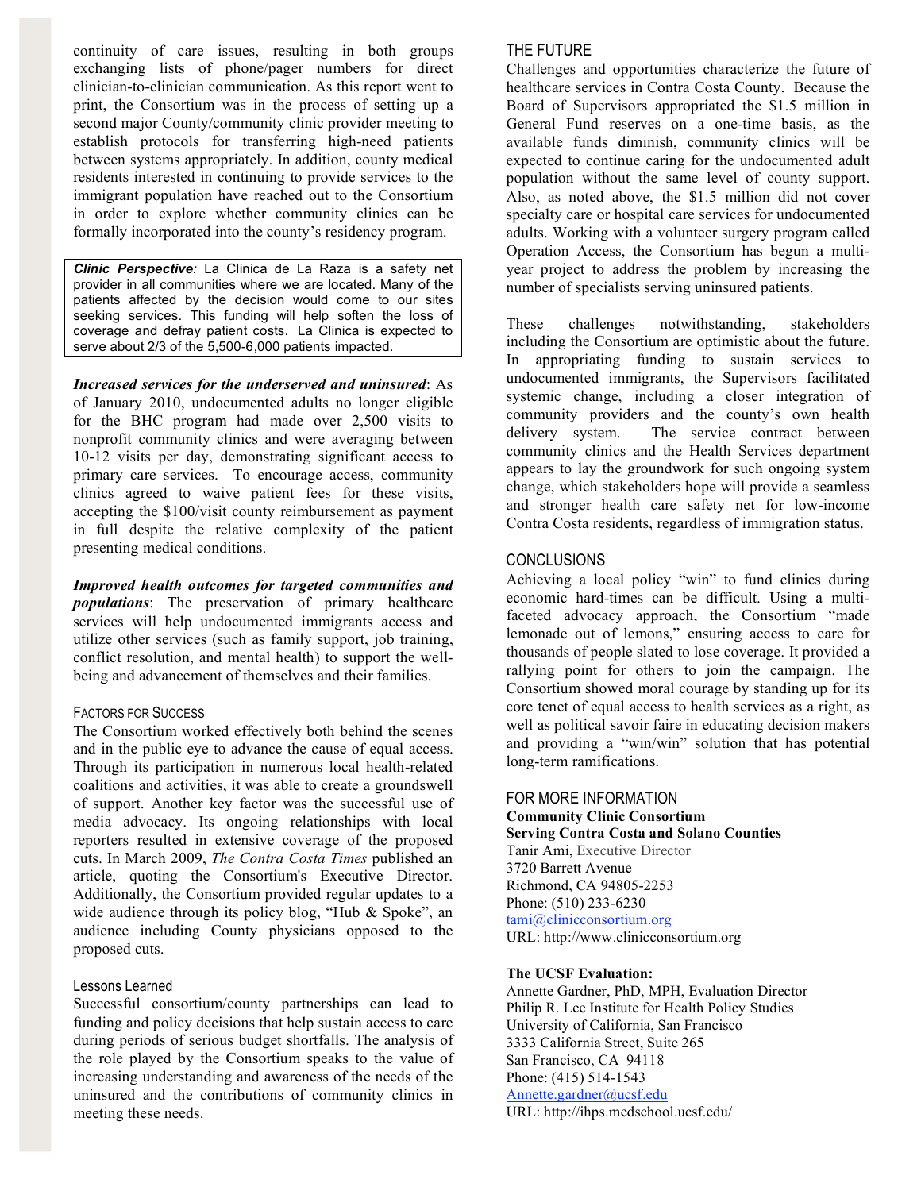continuity of care issues, resulting in both groups exchanging lists of phone/pager numbers for direct clinician-to-clinician communication. As this report went to print, the Consortium was in the process of setting up a second major County/community clinic provider meeting to establish protocols for transferring high-need patients between systems appropriately. In addition, county medical residents interested in continuing to provide services to the immigrant population have reached out to the Consortium in order to explore whether community clinics can be formally incorporated into the county's residency program.

> ***Clinic Perspective****:* La Clinica de La Raza is a safety net provider in all communities where we are located. Many of the patients affected by the decision would come to our sites seeking services. This funding will help soften the loss of coverage and defray patient costs. La Clinica is expected to serve about 2/3 of the 5,500-6,000 patients impacted.

***Increased services for the underserved and uninsured***: As of January 2010, undocumented adults no longer eligible for the BHC program had made over 2,500 visits to nonprofit community clinics and were averaging between 10-12 visits per day, demonstrating significant access to primary care services. To encourage access, community clinics agreed to waive patient fees for these visits, accepting the $100/visit county reimbursement as payment in full despite the relative complexity of the patient presenting medical conditions.

***Improved health outcomes for targeted communities and populations***: The preservation of primary healthcare services will help undocumented immigrants access and utilize other services (such as family support, job training, conflict resolution, and mental health) to support the well-being and advancement of themselves and their families.

## Factors for Success

The Consortium worked effectively both behind the scenes and in the public eye to advance the cause of equal access. Through its participation in numerous local health-related coalitions and activities, it was able to create a groundswell of support. Another key factor was the successful use of media advocacy. Its ongoing relationships with local reporters resulted in extensive coverage of the proposed cuts. In March 2009, *The Contra Costa Times* published an article, quoting the Consortium's Executive Director. Additionally, the Consortium provided regular updates to a wide audience through its policy blog, "Hub & Spoke", an audience including County physicians opposed to the proposed cuts.

## Lessons Learned

Successful consortium/county partnerships can lead to funding and policy decisions that help sustain access to care during periods of serious budget shortfalls. The analysis of the role played by the Consortium speaks to the value of increasing understanding and awareness of the needs of the uninsured and the contributions of community clinics in meeting these needs.

## THE FUTURE

Challenges and opportunities characterize the future of healthcare services in Contra Costa County. Because the Board of Supervisors appropriated the $1.5 million in General Fund reserves on a one-time basis, as the available funds diminish, community clinics will be expected to continue caring for the undocumented adult population without the same level of county support. Also, as noted above, the $1.5 million did not cover specialty care or hospital care services for undocumented adults. Working with a volunteer surgery program called Operation Access, the Consortium has begun a multi-year project to address the problem by increasing the number of specialists serving uninsured patients.

These challenges notwithstanding, stakeholders including the Consortium are optimistic about the future. In appropriating funding to sustain services to undocumented immigrants, the Supervisors facilitated systemic change, including a closer integration of community providers and the county's own health delivery system. The service contract between community clinics and the Health Services department appears to lay the groundwork for such ongoing system change, which stakeholders hope will provide a seamless and stronger health care safety net for low-income Contra Costa residents, regardless of immigration status.

## CONCLUSIONS

Achieving a local policy "win" to fund clinics during economic hard-times can be difficult. Using a multi-faceted advocacy approach, the Consortium "made lemonade out of lemons," ensuring access to care for thousands of people slated to lose coverage. It provided a rallying point for others to join the campaign. The Consortium showed moral courage by standing up for its core tenet of equal access to health services as a right, as well as political savoir faire in educating decision makers and providing a "win/win" solution that has potential long-term ramifications.

## FOR MORE INFORMATION

**Community Clinic Consortium**
**Serving Contra Costa and Solano Counties**
Tanir Ami, Executive Director
3720 Barrett Avenue
Richmond, CA 94805-2253
Phone: (510) 233-6230
tami@clinicconsortium.org
URL: http://www.clinicconsortium.org

**The UCSF Evaluation:**
Annette Gardner, PhD, MPH, Evaluation Director
Philip R. Lee Institute for Health Policy Studies
University of California, San Francisco
3333 California Street, Suite 265
San Francisco, CA 94118
Phone: (415) 514-1543
Annette.gardner@ucsf.edu
URL: http://ihps.medschool.ucsf.edu/